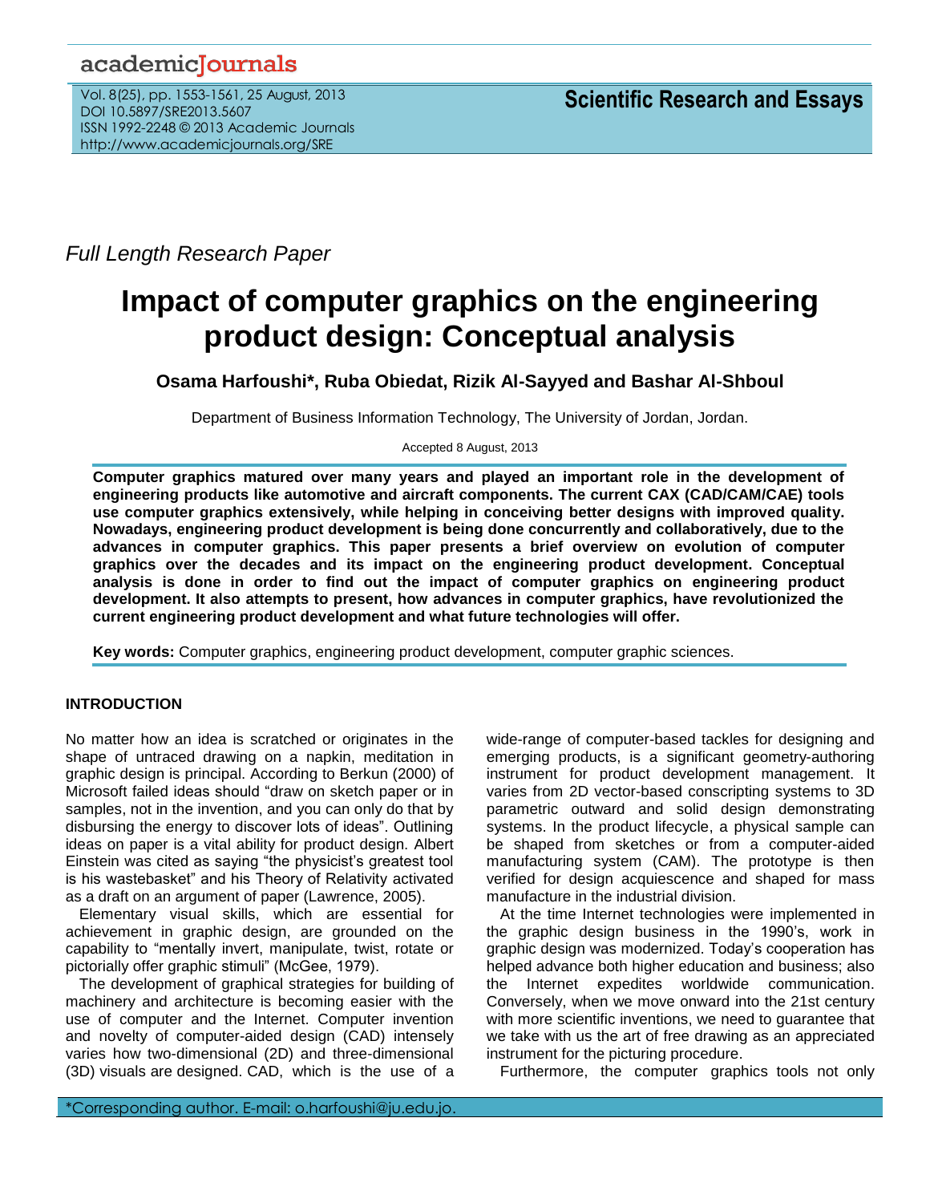*Full Length Research Paper*

# Impact of computer graphics on the engineering product design: Conceptual analysis

**Osama Harfoushi*, Ruba Obiedat, Rizik Al-Sayyed and Bashar Al-Shboul**

Department of Business Information Technology, The University of Jordan, Jordan.

Accepted 8 August, 2013

**Computer graphics matured over many years and played an important role in the development of engineering products like automotive and aircraft components. The current CAX (CAD/CAM/CAE) tools use computer graphics extensively, while helping in conceiving better designs with improved quality. Nowadays, engineering product development is being done concurrently and collaboratively, due to the advances in computer graphics. This paper presents a brief overview on evolution of computer graphics over the decades and its impact on the engineering product development. Conceptual analysis is done in order to find out the impact of computer graphics on engineering product development. It also attempts to present, how advances in computer graphics, have revolutionized the current engineering product development and what future technologies will offer.**

**Key words:** Computer graphics, engineering product development, computer graphic sciences.

## INTRODUCTION

No matter how an idea is scratched or originates in the shape of untraced drawing on a napkin, meditation in graphic design is principal. According to Berkun (2000) of Microsoft failed ideas should "draw on sketch paper or in samples, not in the invention, and you can only do that by disbursing the energy to discover lots of ideas". Outlining ideas on paper is a vital ability for product design. Albert Einstein was cited as saying "the physicist's greatest tool is his wastebasket" and his Theory of Relativity activated as a draft on an argument of paper (Lawrence, 2005).

Elementary visual skills, which are essential for achievement in graphic design, are grounded on the capability to "mentally invert, manipulate, twist, rotate or pictorially offer graphic stimuli" (McGee, 1979).

The development of graphical strategies for building of machinery and architecture is becoming easier with the use of computer and the Internet. Computer invention and novelty of computer-aided design (CAD) intensely varies how two-dimensional (2D) and three-dimensional (3D) visuals are designed. CAD, which is the use of a wide-range of computer-based tackles for designing and emerging products, is a significant geometry-authoring instrument for product development management. It varies from 2D vector-based conscripting systems to 3D parametric outward and solid design demonstrating systems. In the product lifecycle, a physical sample can be shaped from sketches or from a computer-aided manufacturing system (CAM). The prototype is then verified for design acquiescence and shaped for mass manufacture in the industrial division.

At the time Internet technologies were implemented in the graphic design business in the 1990's, work in graphic design was modernized. Today's cooperation has helped advance both higher education and business; also the Internet expedites worldwide communication. Conversely, when we move onward into the 21st century with more scientific inventions, we need to guarantee that we take with us the art of free drawing as an appreciated instrument for the picturing procedure.

Furthermore, the computer graphics tools not only

*Corresponding author. E-mail: o.harfoushi@ju.edu.jo.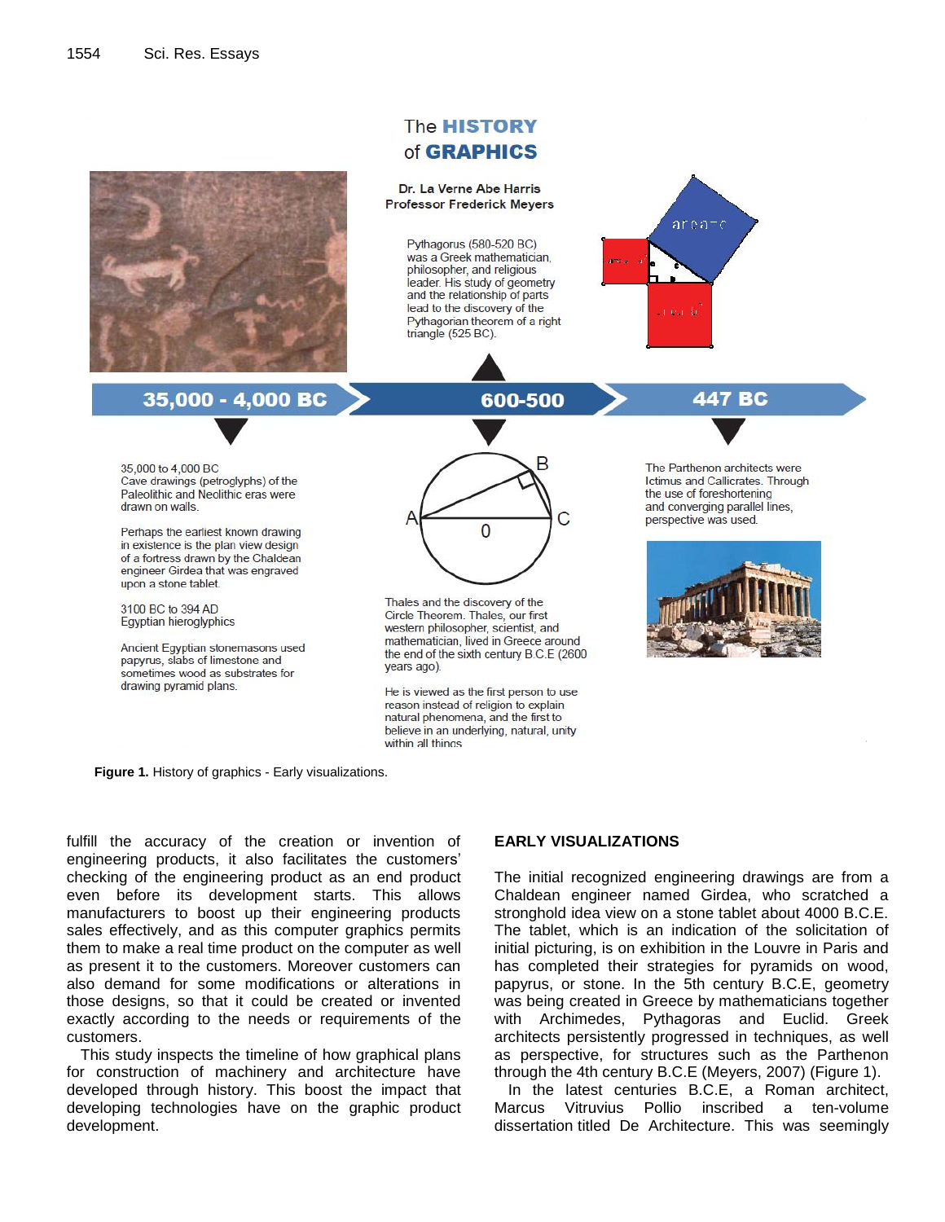The **HISTORY** of **GRAPHICS**

Dr. La Verne Abe Harris
Professor Frederick Meyers

**35,000 - 4,000 BC**

35,000 to 4,000 BC
Cave drawings (petroglyphs) of the Paleolithic and Neolithic eras were drawn on walls.

Perhaps the earliest known drawing in existence is the plan view design of a fortress drawn by the Chaldean engineer Girdea that was engraved upon a stone tablet.

3100 BC to 394 AD
Egyptian hieroglyphics

Ancient Egyptian stonemasons used papyrus, slabs of limestone and sometimes wood as substrates for drawing pyramid plans.

**600-500**

Pythagorus (580-520 BC) was a Greek mathematician, philosopher, and religious leader. His study of geometry and the relationship of parts lead to the discovery of the Pythagorian theorem of a right triangle (525 BC).

Thales and the discovery of the Circle Theorem. Thales, our first western philosopher, scientist, and mathematician, lived in Greece around the end of the sixth century B.C.E (2600 years ago).

He is viewed as the first person to use reason instead of religion to explain natural phenomena, and the first to believe in an underlying, natural, unity within all things

**447 BC**

The Parthenon architects were Ictimus and Callicrates. Through the use of foreshortening and converging parallel lines, perspective was used.

**Figure 1.** History of graphics - Early visualizations.

fulfill the accuracy of the creation or invention of engineering products, it also facilitates the customers' checking of the engineering product as an end product even before its development starts. This allows manufacturers to boost up their engineering products sales effectively, and as this computer graphics permits them to make a real time product on the computer as well as present it to the customers. Moreover customers can also demand for some modifications or alterations in those designs, so that it could be created or invented exactly according to the needs or requirements of the customers.

This study inspects the timeline of how graphical plans for construction of machinery and architecture have developed through history. This boost the impact that developing technologies have on the graphic product development.

## EARLY VISUALIZATIONS

The initial recognized engineering drawings are from a Chaldean engineer named Girdea, who scratched a stronghold idea view on a stone tablet about 4000 B.C.E. The tablet, which is an indication of the solicitation of initial picturing, is on exhibition in the Louvre in Paris and has completed their strategies for pyramids on wood, papyrus, or stone. In the 5th century B.C.E, geometry was being created in Greece by mathematicians together with Archimedes, Pythagoras and Euclid. Greek architects persistently progressed in techniques, as well as perspective, for structures such as the Parthenon through the 4th century B.C.E (Meyers, 2007) (Figure 1).

In the latest centuries B.C.E, a Roman architect, Marcus Vitruvius Pollio inscribed a ten-volume dissertation titled De Architecture. This was seemingly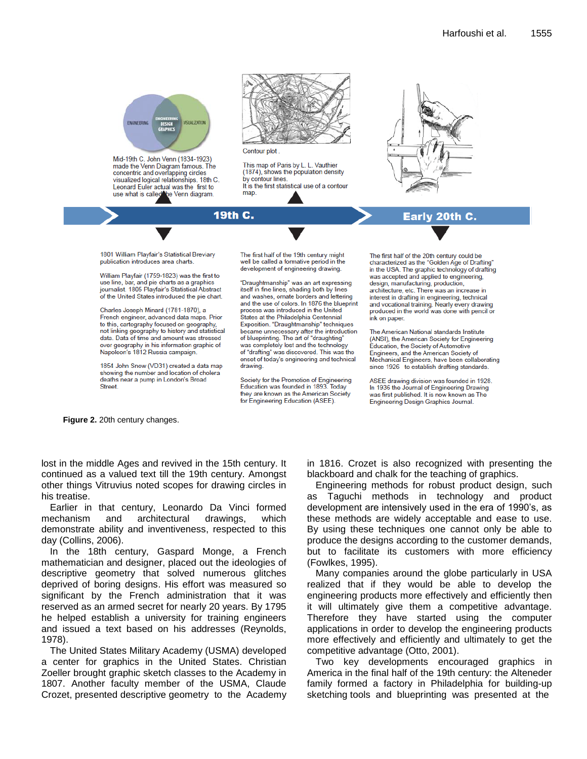Mid-19th C. John Venn (1834-1923) made the Venn Diagram famous. The concentric and overlapping circles visualized logical relationships. 18th C. Leonard Euler actual was the first to use what is called the Venn diagram.

Contour plot .

This map of Paris by L. L. Vauthier (1874), shows the population density by contour lines. It is the first statistical use of a contour map.

19th C.

Early 20th C.

1801 William Playfair's Statistical Breviary publication introduces area charts.

William Playfair (1759-1823) was the first to use line, bar, and pie charts as a graphics journalist. 1805 Playfair's Statistical Abstract of the United States introduced the pie chart.

Charles Joseph Minard (1781-1870), a French engineer, advanced data maps. Prior to this, cartography focused on geography, not linking geography to history and statistical data. Data of time and amount was stressed over geography in his information graphic of Napoleon's 1812 Russia campaign.

1854 John Snow (VD31) created a data map showing the number and location of cholera deaths near a pump in London's Broad Street.

The first half of the 19th century might well be called a formative period in the development of engineering drawing.

"Draughtmanship" was an art expressing itself in fine lines, shading both by lines and washes, ornate borders and lettering and the use of colors. In 1876 the blueprint process was introduced in the United States at the Philadelphia Centennial Exposition. "Draughtmanship" techniques became unnecessary after the introduction of blueprinting. The art of "draughting" was completely lost and the technology of "drafting" was discovered. This was the onset of today's engineering and technical drawing.

Society for the Promotion of Engineering Education was founded in 1893. Today they are known as the American Society for Engineering Education (ASEE).

The first half of the 20th century could be characterized as the "Golden Age of Drafting" in the USA. The graphic technology of drafting was accepted and applied to engineering, design, manufacturing, production, architecture, etc. There was an increase in interest in drafting in engineering, technical and vocational training. Nearly every drawing produced in the world was done with pencil or ink on paper.

The American National standards Institute (ANSI), the American Society for Engineering Education, the Society of Automotive Engineers, and the American Society of Mechanical Engineers, have been collaborating since 1926 to establish drafting standards.

ASEE drawing division was founded in 1928. In 1936 the Journal of Engineering Drawing was first published. It is now known as The Engineering Design Graphics Journal.

**Figure 2.** 20th century changes.

lost in the middle Ages and revived in the 15th century. It continued as a valued text till the 19th century. Amongst other things Vitruvius noted scopes for drawing circles in his treatise.

Earlier in that century, Leonardo Da Vinci formed mechanism and architectural drawings, which demonstrate ability and inventiveness, respected to this day (Collins, 2006).

In the 18th century, Gaspard Monge, a French mathematician and designer, placed out the ideologies of descriptive geometry that solved numerous glitches deprived of boring designs. His effort was measured so significant by the French administration that it was reserved as an armed secret for nearly 20 years. By 1795 he helped establish a university for training engineers and issued a text based on his addresses (Reynolds, 1978).

The United States Military Academy (USMA) developed a center for graphics in the United States. Christian Zoeller brought graphic sketch classes to the Academy in 1807. Another faculty member of the USMA, Claude Crozet, presented descriptive geometry to the Academy in 1816. Crozet is also recognized with presenting the blackboard and chalk for the teaching of graphics.

Engineering methods for robust product design, such as Taguchi methods in technology and product development are intensively used in the era of 1990's, as these methods are widely acceptable and ease to use. By using these techniques one cannot only be able to produce the designs according to the customer demands, but to facilitate its customers with more efficiency (Fowlkes, 1995).

Many companies around the globe particularly in USA realized that if they would be able to develop the engineering products more effectively and efficiently then it will ultimately give them a competitive advantage. Therefore they have started using the computer applications in order to develop the engineering products more effectively and efficiently and ultimately to get the competitive advantage (Otto, 2001).

Two key developments encouraged graphics in America in the final half of the 19th century: the Alteneder family formed a factory in Philadelphia for building-up sketching tools and blueprinting was presented at the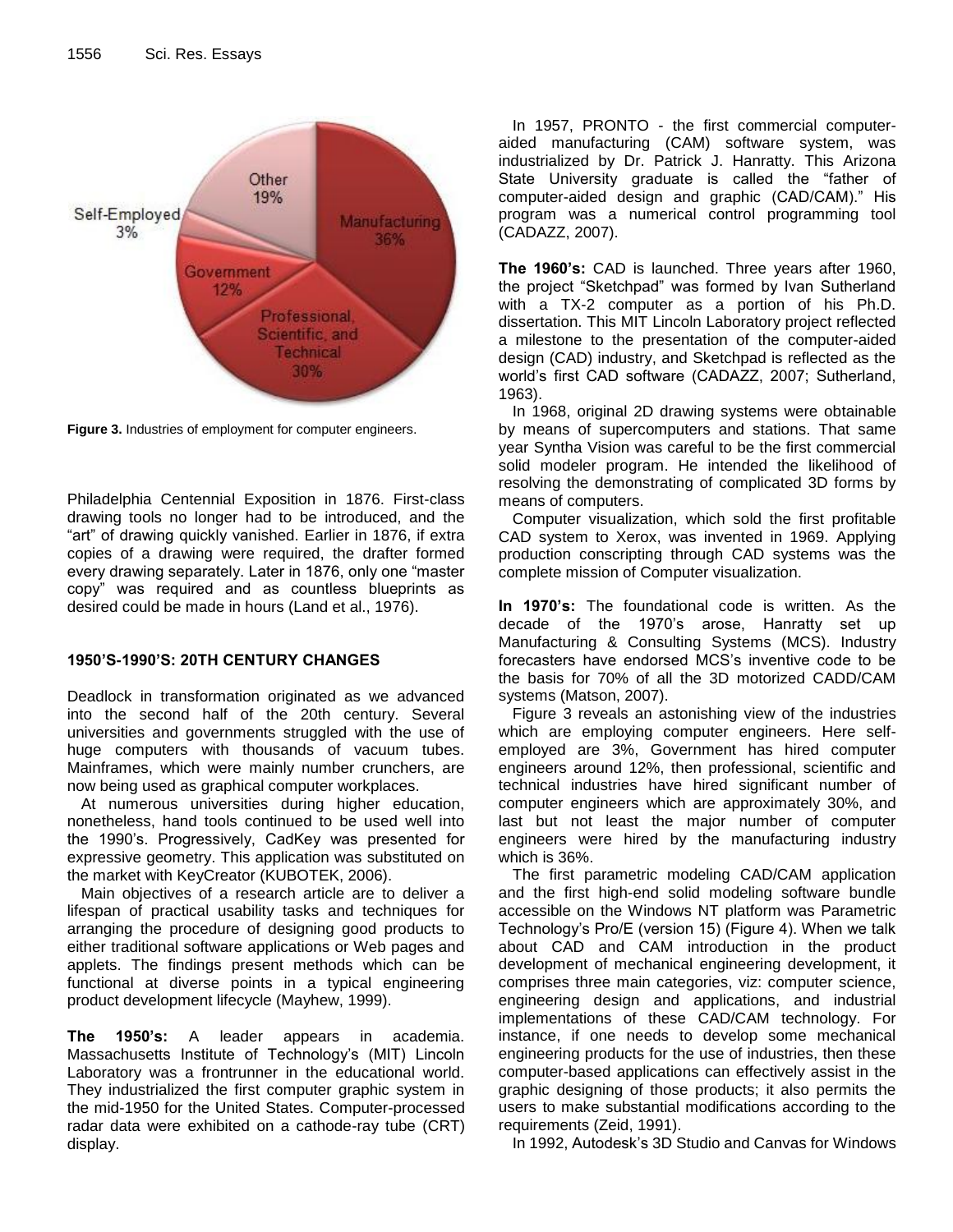Figure 3. Industries of employment for computer engineers.

Philadelphia Centennial Exposition in 1876. First-class drawing tools no longer had to be introduced, and the "art" of drawing quickly vanished. Earlier in 1876, if extra copies of a drawing were required, the drafter formed every drawing separately. Later in 1876, only one "master copy" was required and as countless blueprints as desired could be made in hours (Land et al., 1976).

## 1950'S-1990'S: 20TH CENTURY CHANGES

Deadlock in transformation originated as we advanced into the second half of the 20th century. Several universities and governments struggled with the use of huge computers with thousands of vacuum tubes. Mainframes, which were mainly number crunchers, are now being used as graphical computer workplaces.

At numerous universities during higher education, nonetheless, hand tools continued to be used well into the 1990's. Progressively, CadKey was presented for expressive geometry. This application was substituted on the market with KeyCreator (KUBOTEK, 2006).

Main objectives of a research article are to deliver a lifespan of practical usability tasks and techniques for arranging the procedure of designing good products to either traditional software applications or Web pages and applets. The findings present methods which can be functional at diverse points in a typical engineering product development lifecycle (Mayhew, 1999).

**The 1950's:** A leader appears in academia. Massachusetts Institute of Technology's (MIT) Lincoln Laboratory was a frontrunner in the educational world. They industrialized the first computer graphic system in the mid-1950 for the United States. Computer-processed radar data were exhibited on a cathode-ray tube (CRT) display.

In 1957, PRONTO - the first commercial computer-aided manufacturing (CAM) software system, was industrialized by Dr. Patrick J. Hanratty. This Arizona State University graduate is called the "father of computer-aided design and graphic (CAD/CAM)." His program was a numerical control programming tool (CADAZZ, 2007).

**The 1960's:** CAD is launched. Three years after 1960, the project "Sketchpad" was formed by Ivan Sutherland with a TX-2 computer as a portion of his Ph.D. dissertation. This MIT Lincoln Laboratory project reflected a milestone to the presentation of the computer-aided design (CAD) industry, and Sketchpad is reflected as the world's first CAD software (CADAZZ, 2007; Sutherland, 1963).

In 1968, original 2D drawing systems were obtainable by means of supercomputers and stations. That same year Syntha Vision was careful to be the first commercial solid modeler program. He intended the likelihood of resolving the demonstrating of complicated 3D forms by means of computers.

Computer visualization, which sold the first profitable CAD system to Xerox, was invented in 1969. Applying production conscripting through CAD systems was the complete mission of Computer visualization.

**In 1970's:** The foundational code is written. As the decade of the 1970's arose, Hanratty set up Manufacturing & Consulting Systems (MCS). Industry forecasters have endorsed MCS's inventive code to be the basis for 70% of all the 3D motorized CADD/CAM systems (Matson, 2007).

Figure 3 reveals an astonishing view of the industries which are employing computer engineers. Here self-employed are 3%, Government has hired computer engineers around 12%, then professional, scientific and technical industries have hired significant number of computer engineers which are approximately 30%, and last but not least the major number of computer engineers were hired by the manufacturing industry which is 36%.

The first parametric modeling CAD/CAM application and the first high-end solid modeling software bundle accessible on the Windows NT platform was Parametric Technology's Pro/E (version 15) (Figure 4). When we talk about CAD and CAM introduction in the product development of mechanical engineering development, it comprises three main categories, viz: computer science, engineering design and applications, and industrial implementations of these CAD/CAM technology. For instance, if one needs to develop some mechanical engineering products for the use of industries, then these computer-based applications can effectively assist in the graphic designing of those products; it also permits the users to make substantial modifications according to the requirements (Zeid, 1991).

In 1992, Autodesk's 3D Studio and Canvas for Windows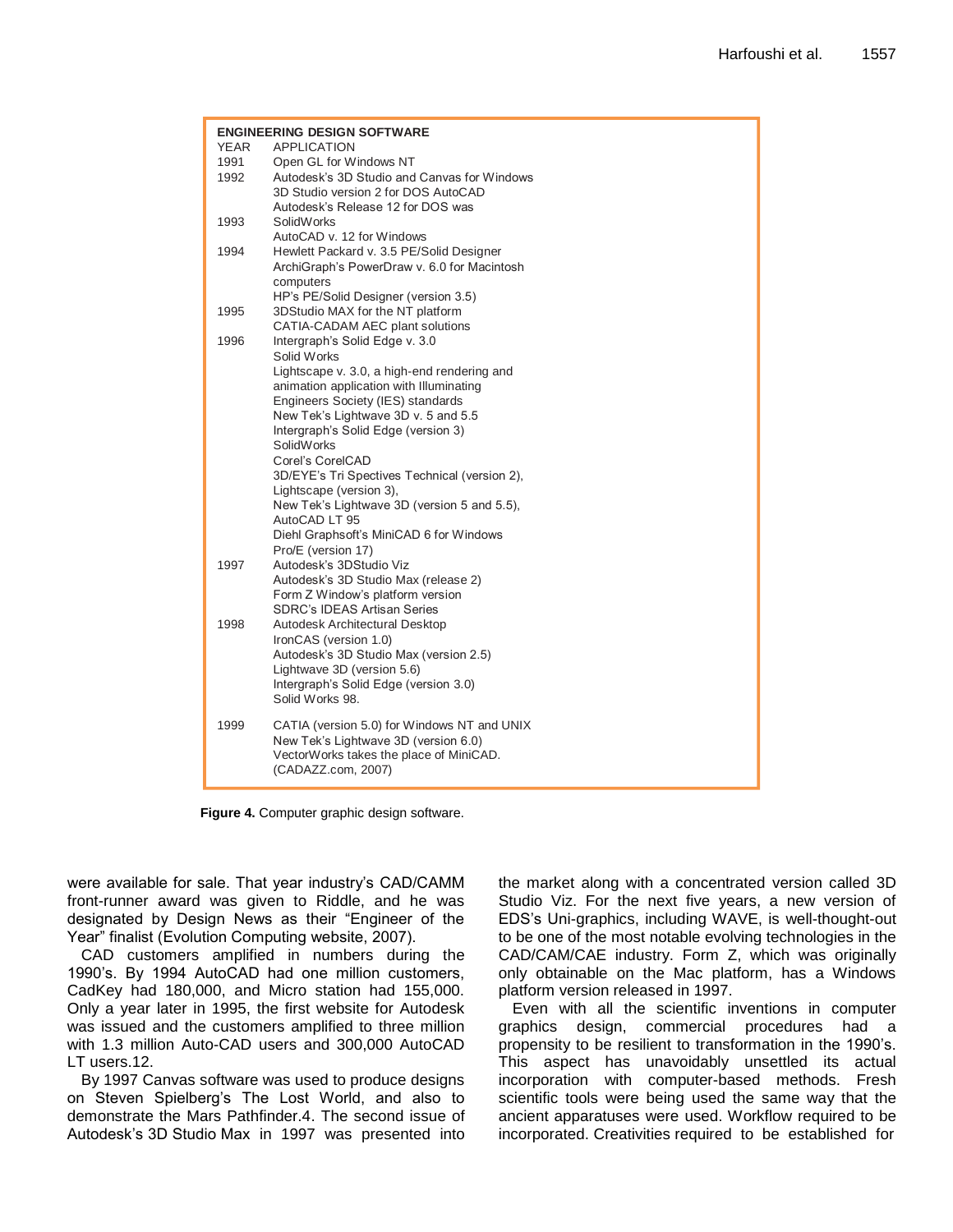| ENGINEERING DESIGN SOFTWARE | |
|---|---|
| YEAR | APPLICATION |
| 1991 | Open GL for Windows NT |
| 1992 | Autodesk's 3D Studio and Canvas for Windows<br>3D Studio version 2 for DOS AutoCAD<br>Autodesk's Release 12 for DOS was |
| 1993 | SolidWorks<br>AutoCAD v. 12 for Windows |
| 1994 | Hewlett Packard v. 3.5 PE/Solid Designer<br>ArchiGraph's PowerDraw v. 6.0 for Macintosh computers<br>HP's PE/Solid Designer (version 3.5) |
| 1995 | 3DStudio MAX for the NT platform<br>CATIA-CADAM AEC plant solutions |
| 1996 | Intergraph's Solid Edge v. 3.0<br>Solid Works<br>Lightscape v. 3.0, a high-end rendering and animation application with Illuminating Engineers Society (IES) standards<br>New Tek's Lightwave 3D v. 5 and 5.5<br>Intergraph's Solid Edge (version 3)<br>SolidWorks<br>Corel's CorelCAD<br>3D/EYE's Tri Spectives Technical (version 2),<br>Lightscape (version 3),<br>New Tek's Lightwave 3D (version 5 and 5.5),<br>AutoCAD LT 95<br>Diehl Graphsoft's MiniCAD 6 for Windows<br>Pro/E (version 17) |
| 1997 | Autodesk's 3DStudio Viz<br>Autodesk's 3D Studio Max (release 2)<br>Form Z Window's platform version<br>SDRC's IDEAS Artisan Series |
| 1998 | Autodesk Architectural Desktop<br>IronCAS (version 1.0)<br>Autodesk's 3D Studio Max (version 2.5)<br>Lightwave 3D (version 5.6)<br>Intergraph's Solid Edge (version 3.0)<br>Solid Works 98. |
| 1999 | CATIA (version 5.0) for Windows NT and UNIX<br>New Tek's Lightwave 3D (version 6.0)<br>VectorWorks takes the place of MiniCAD.<br>(CADAZZ.com, 2007) |

**Figure 4.** Computer graphic design software.

were available for sale. That year industry's CAD/CAMM front-runner award was given to Riddle, and he was designated by Design News as their "Engineer of the Year" finalist (Evolution Computing website, 2007).

CAD customers amplified in numbers during the 1990's. By 1994 AutoCAD had one million customers, CadKey had 180,000, and Micro station had 155,000. Only a year later in 1995, the first website for Autodesk was issued and the customers amplified to three million with 1.3 million Auto-CAD users and 300,000 AutoCAD LT users.12.

By 1997 Canvas software was used to produce designs on Steven Spielberg's The Lost World, and also to demonstrate the Mars Pathfinder.4. The second issue of Autodesk's 3D Studio Max in 1997 was presented into the market along with a concentrated version called 3D Studio Viz. For the next five years, a new version of EDS's Uni-graphics, including WAVE, is well-thought-out to be one of the most notable evolving technologies in the CAD/CAM/CAE industry. Form Z, which was originally only obtainable on the Mac platform, has a Windows platform version released in 1997.

Even with all the scientific inventions in computer graphics design, commercial procedures had a propensity to be resilient to transformation in the 1990's. This aspect has unavoidably unsettled its actual incorporation with computer-based methods. Fresh scientific tools were being used the same way that the ancient apparatuses were used. Workflow required to be incorporated. Creativities required to be established for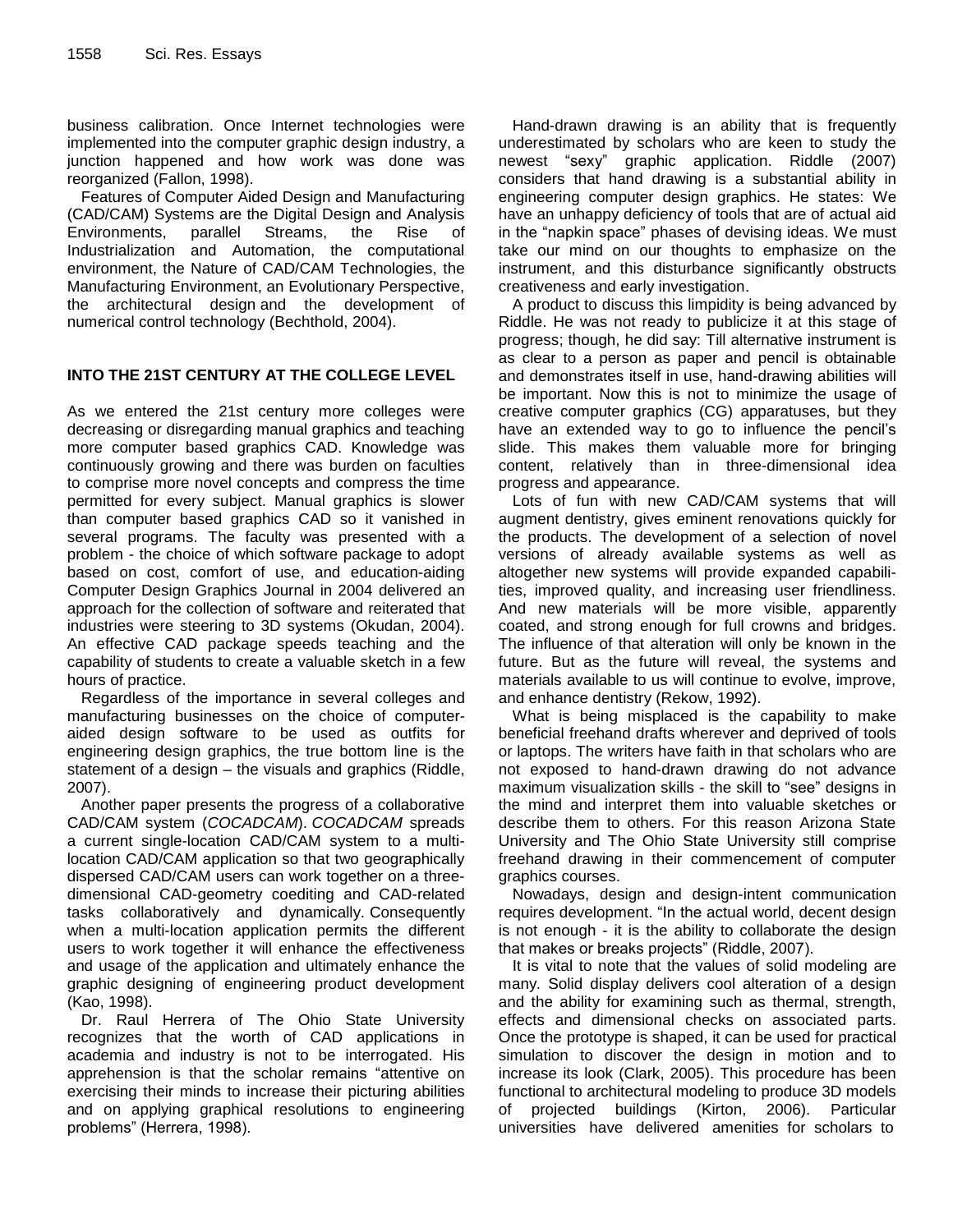business calibration. Once Internet technologies were implemented into the computer graphic design industry, a junction happened and how work was done was reorganized (Fallon, 1998).

Features of Computer Aided Design and Manufacturing (CAD/CAM) Systems are the Digital Design and Analysis Environments, parallel Streams, the Rise of Industrialization and Automation, the computational environment, the Nature of CAD/CAM Technologies, the Manufacturing Environment, an Evolutionary Perspective, the architectural design and the development of numerical control technology (Bechthold, 2004).

## INTO THE 21ST CENTURY AT THE COLLEGE LEVEL

As we entered the 21st century more colleges were decreasing or disregarding manual graphics and teaching more computer based graphics CAD. Knowledge was continuously growing and there was burden on faculties to comprise more novel concepts and compress the time permitted for every subject. Manual graphics is slower than computer based graphics CAD so it vanished in several programs. The faculty was presented with a problem - the choice of which software package to adopt based on cost, comfort of use, and education-aiding Computer Design Graphics Journal in 2004 delivered an approach for the collection of software and reiterated that industries were steering to 3D systems (Okudan, 2004). An effective CAD package speeds teaching and the capability of students to create a valuable sketch in a few hours of practice.

Regardless of the importance in several colleges and manufacturing businesses on the choice of computer-aided design software to be used as outfits for engineering design graphics, the true bottom line is the statement of a design – the visuals and graphics (Riddle, 2007).

Another paper presents the progress of a collaborative CAD/CAM system (*COCADCAM*). *COCADCAM* spreads a current single-location CAD/CAM system to a multi-location CAD/CAM application so that two geographically dispersed CAD/CAM users can work together on a three-dimensional CAD-geometry coediting and CAD-related tasks collaboratively and dynamically. Consequently when a multi-location application permits the different users to work together it will enhance the effectiveness and usage of the application and ultimately enhance the graphic designing of engineering product development (Kao, 1998).

Dr. Raul Herrera of The Ohio State University recognizes that the worth of CAD applications in academia and industry is not to be interrogated. His apprehension is that the scholar remains "attentive on exercising their minds to increase their picturing abilities and on applying graphical resolutions to engineering problems" (Herrera, 1998).

Hand-drawn drawing is an ability that is frequently underestimated by scholars who are keen to study the newest "sexy" graphic application. Riddle (2007) considers that hand drawing is a substantial ability in engineering computer design graphics. He states: We have an unhappy deficiency of tools that are of actual aid in the "napkin space" phases of devising ideas. We must take our mind on our thoughts to emphasize on the instrument, and this disturbance significantly obstructs creativeness and early investigation.

A product to discuss this limpidity is being advanced by Riddle. He was not ready to publicize it at this stage of progress; though, he did say: Till alternative instrument is as clear to a person as paper and pencil is obtainable and demonstrates itself in use, hand-drawing abilities will be important. Now this is not to minimize the usage of creative computer graphics (CG) apparatuses, but they have an extended way to go to influence the pencil's slide. This makes them valuable more for bringing content, relatively than in three-dimensional idea progress and appearance.

Lots of fun with new CAD/CAM systems that will augment dentistry, gives eminent renovations quickly for the products. The development of a selection of novel versions of already available systems as well as altogether new systems will provide expanded capabilities, improved quality, and increasing user friendliness. And new materials will be more visible, apparently coated, and strong enough for full crowns and bridges. The influence of that alteration will only be known in the future. But as the future will reveal, the systems and materials available to us will continue to evolve, improve, and enhance dentistry (Rekow, 1992).

What is being misplaced is the capability to make beneficial freehand drafts wherever and deprived of tools or laptops. The writers have faith in that scholars who are not exposed to hand-drawn drawing do not advance maximum visualization skills - the skill to "see" designs in the mind and interpret them into valuable sketches or describe them to others. For this reason Arizona State University and The Ohio State University still comprise freehand drawing in their commencement of computer graphics courses.

Nowadays, design and design-intent communication requires development. "In the actual world, decent design is not enough - it is the ability to collaborate the design that makes or breaks projects" (Riddle, 2007).

It is vital to note that the values of solid modeling are many. Solid display delivers cool alteration of a design and the ability for examining such as thermal, strength, effects and dimensional checks on associated parts. Once the prototype is shaped, it can be used for practical simulation to discover the design in motion and to increase its look (Clark, 2005). This procedure has been functional to architectural modeling to produce 3D models of projected buildings (Kirton, 2006). Particular universities have delivered amenities for scholars to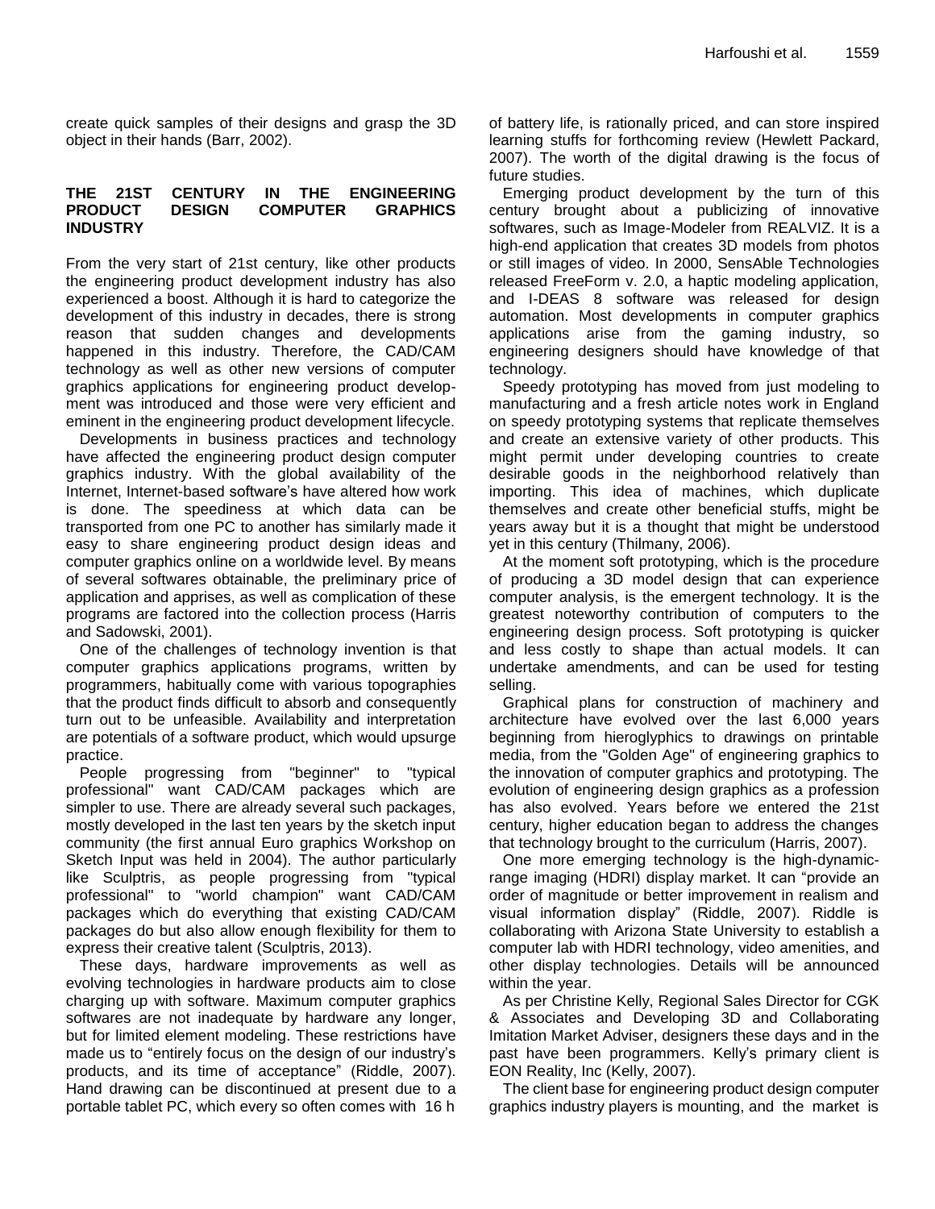create quick samples of their designs and grasp the 3D object in their hands (Barr, 2002).

## THE 21ST CENTURY IN THE ENGINEERING PRODUCT DESIGN COMPUTER GRAPHICS INDUSTRY

From the very start of 21st century, like other products the engineering product development industry has also experienced a boost. Although it is hard to categorize the development of this industry in decades, there is strong reason that sudden changes and developments happened in this industry. Therefore, the CAD/CAM technology as well as other new versions of computer graphics applications for engineering product development was introduced and those were very efficient and eminent in the engineering product development lifecycle.

Developments in business practices and technology have affected the engineering product design computer graphics industry. With the global availability of the Internet, Internet-based software's have altered how work is done. The speediness at which data can be transported from one PC to another has similarly made it easy to share engineering product design ideas and computer graphics online on a worldwide level. By means of several softwares obtainable, the preliminary price of application and apprises, as well as complication of these programs are factored into the collection process (Harris and Sadowski, 2001).

One of the challenges of technology invention is that computer graphics applications programs, written by programmers, habitually come with various topographies that the product finds difficult to absorb and consequently turn out to be unfeasible. Availability and interpretation are potentials of a software product, which would upsurge practice.

People progressing from "beginner" to "typical professional" want CAD/CAM packages which are simpler to use. There are already several such packages, mostly developed in the last ten years by the sketch input community (the first annual Euro graphics Workshop on Sketch Input was held in 2004). The author particularly like Sculptris, as people progressing from "typical professional" to "world champion" want CAD/CAM packages which do everything that existing CAD/CAM packages do but also allow enough flexibility for them to express their creative talent (Sculptris, 2013).

These days, hardware improvements as well as evolving technologies in hardware products aim to close charging up with software. Maximum computer graphics softwares are not inadequate by hardware any longer, but for limited element modeling. These restrictions have made us to "entirely focus on the design of our industry's products, and its time of acceptance" (Riddle, 2007). Hand drawing can be discontinued at present due to a portable tablet PC, which every so often comes with 16 h of battery life, is rationally priced, and can store inspired learning stuffs for forthcoming review (Hewlett Packard, 2007). The worth of the digital drawing is the focus of future studies.

Emerging product development by the turn of this century brought about a publicizing of innovative softwares, such as Image-Modeler from REALVIZ. It is a high-end application that creates 3D models from photos or still images of video. In 2000, SensAble Technologies released FreeForm v. 2.0, a haptic modeling application, and I-DEAS 8 software was released for design automation. Most developments in computer graphics applications arise from the gaming industry, so engineering designers should have knowledge of that technology.

Speedy prototyping has moved from just modeling to manufacturing and a fresh article notes work in England on speedy prototyping systems that replicate themselves and create an extensive variety of other products. This might permit under developing countries to create desirable goods in the neighborhood relatively than importing. This idea of machines, which duplicate themselves and create other beneficial stuffs, might be years away but it is a thought that might be understood yet in this century (Thilmany, 2006).

At the moment soft prototyping, which is the procedure of producing a 3D model design that can experience computer analysis, is the emergent technology. It is the greatest noteworthy contribution of computers to the engineering design process. Soft prototyping is quicker and less costly to shape than actual models. It can undertake amendments, and can be used for testing selling.

Graphical plans for construction of machinery and architecture have evolved over the last 6,000 years beginning from hieroglyphics to drawings on printable media, from the "Golden Age" of engineering graphics to the innovation of computer graphics and prototyping. The evolution of engineering design graphics as a profession has also evolved. Years before we entered the 21st century, higher education began to address the changes that technology brought to the curriculum (Harris, 2007).

One more emerging technology is the high-dynamic-range imaging (HDRI) display market. It can "provide an order of magnitude or better improvement in realism and visual information display" (Riddle, 2007). Riddle is collaborating with Arizona State University to establish a computer lab with HDRI technology, video amenities, and other display technologies. Details will be announced within the year.

As per Christine Kelly, Regional Sales Director for CGK & Associates and Developing 3D and Collaborating Imitation Market Adviser, designers these days and in the past have been programmers. Kelly's primary client is EON Reality, Inc (Kelly, 2007).

The client base for engineering product design computer graphics industry players is mounting, and the market is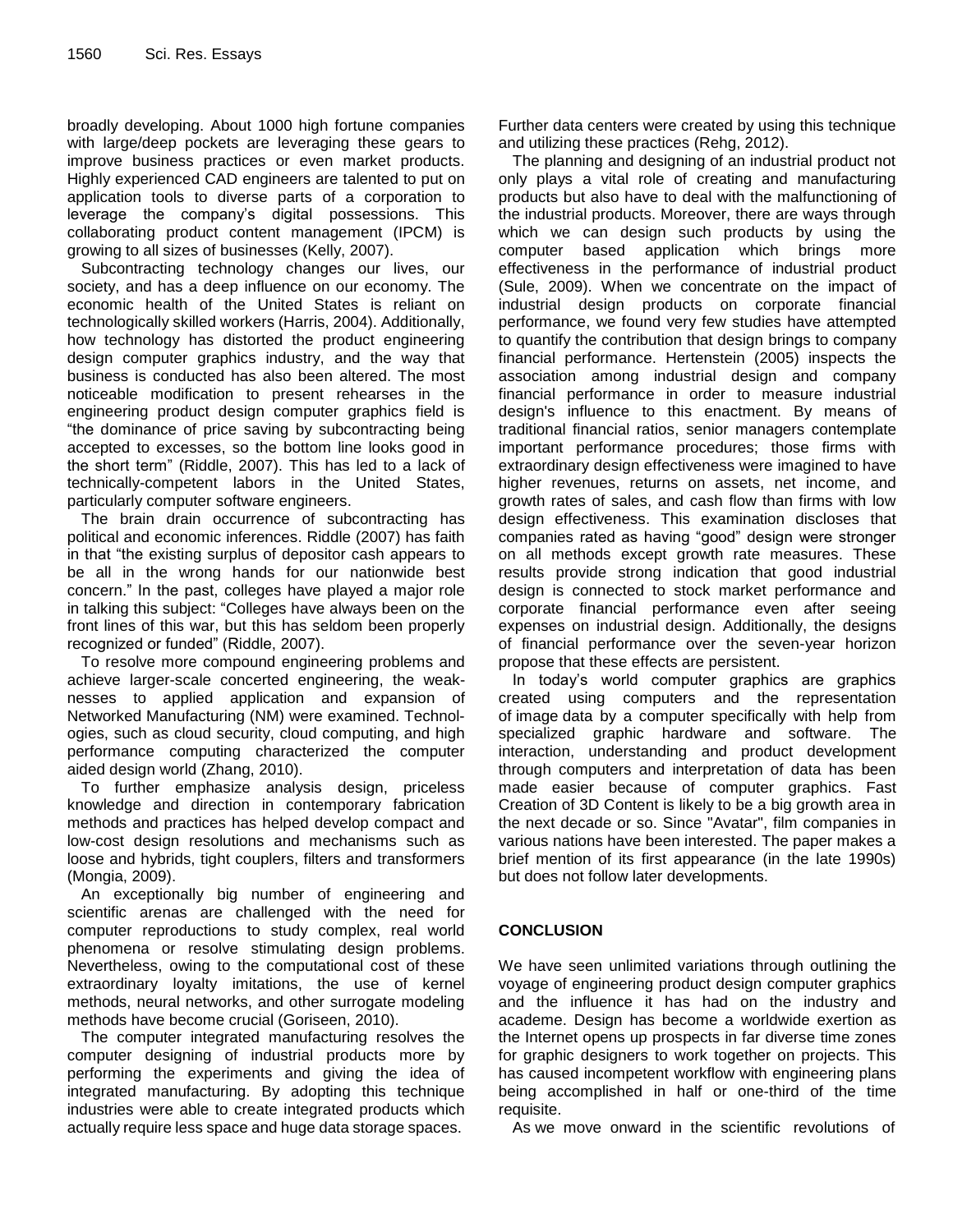broadly developing. About 1000 high fortune companies with large/deep pockets are leveraging these gears to improve business practices or even market products. Highly experienced CAD engineers are talented to put on application tools to diverse parts of a corporation to leverage the company's digital possessions. This collaborating product content management (IPCM) is growing to all sizes of businesses (Kelly, 2007).

Subcontracting technology changes our lives, our society, and has a deep influence on our economy. The economic health of the United States is reliant on technologically skilled workers (Harris, 2004). Additionally, how technology has distorted the product engineering design computer graphics industry, and the way that business is conducted has also been altered. The most noticeable modification to present rehearses in the engineering product design computer graphics field is "the dominance of price saving by subcontracting being accepted to excesses, so the bottom line looks good in the short term" (Riddle, 2007). This has led to a lack of technically-competent labors in the United States, particularly computer software engineers.

The brain drain occurrence of subcontracting has political and economic inferences. Riddle (2007) has faith in that "the existing surplus of depositor cash appears to be all in the wrong hands for our nationwide best concern." In the past, colleges have played a major role in talking this subject: "Colleges have always been on the front lines of this war, but this has seldom been properly recognized or funded" (Riddle, 2007).

To resolve more compound engineering problems and achieve larger-scale concerted engineering, the weaknesses to applied application and expansion of Networked Manufacturing (NM) were examined. Technologies, such as cloud security, cloud computing, and high performance computing characterized the computer aided design world (Zhang, 2010).

To further emphasize analysis design, priceless knowledge and direction in contemporary fabrication methods and practices has helped develop compact and low-cost design resolutions and mechanisms such as loose and hybrids, tight couplers, filters and transformers (Mongia, 2009).

An exceptionally big number of engineering and scientific arenas are challenged with the need for computer reproductions to study complex, real world phenomena or resolve stimulating design problems. Nevertheless, owing to the computational cost of these extraordinary loyalty imitations, the use of kernel methods, neural networks, and other surrogate modeling methods have become crucial (Goriseen, 2010).

The computer integrated manufacturing resolves the computer designing of industrial products more by performing the experiments and giving the idea of integrated manufacturing. By adopting this technique industries were able to create integrated products which actually require less space and huge data storage spaces. Further data centers were created by using this technique and utilizing these practices (Rehg, 2012).

The planning and designing of an industrial product not only plays a vital role of creating and manufacturing products but also have to deal with the malfunctioning of the industrial products. Moreover, there are ways through which we can design such products by using the computer based application which brings more effectiveness in the performance of industrial product (Sule, 2009). When we concentrate on the impact of industrial design products on corporate financial performance, we found very few studies have attempted to quantify the contribution that design brings to company financial performance. Hertenstein (2005) inspects the association among industrial design and company financial performance in order to measure industrial design's influence to this enactment. By means of traditional financial ratios, senior managers contemplate important performance procedures; those firms with extraordinary design effectiveness were imagined to have higher revenues, returns on assets, net income, and growth rates of sales, and cash flow than firms with low design effectiveness. This examination discloses that companies rated as having "good" design were stronger on all methods except growth rate measures. These results provide strong indication that good industrial design is connected to stock market performance and corporate financial performance even after seeing expenses on industrial design. Additionally, the designs of financial performance over the seven-year horizon propose that these effects are persistent.

In today's world computer graphics are graphics created using computers and the representation of image data by a computer specifically with help from specialized graphic hardware and software. The interaction, understanding and product development through computers and interpretation of data has been made easier because of computer graphics. Fast Creation of 3D Content is likely to be a big growth area in the next decade or so. Since "Avatar", film companies in various nations have been interested. The paper makes a brief mention of its first appearance (in the late 1990s) but does not follow later developments.

## CONCLUSION

We have seen unlimited variations through outlining the voyage of engineering product design computer graphics and the influence it has had on the industry and academe. Design has become a worldwide exertion as the Internet opens up prospects in far diverse time zones for graphic designers to work together on projects. This has caused incompetent workflow with engineering plans being accomplished in half or one-third of the time requisite.

As we move onward in the scientific revolutions of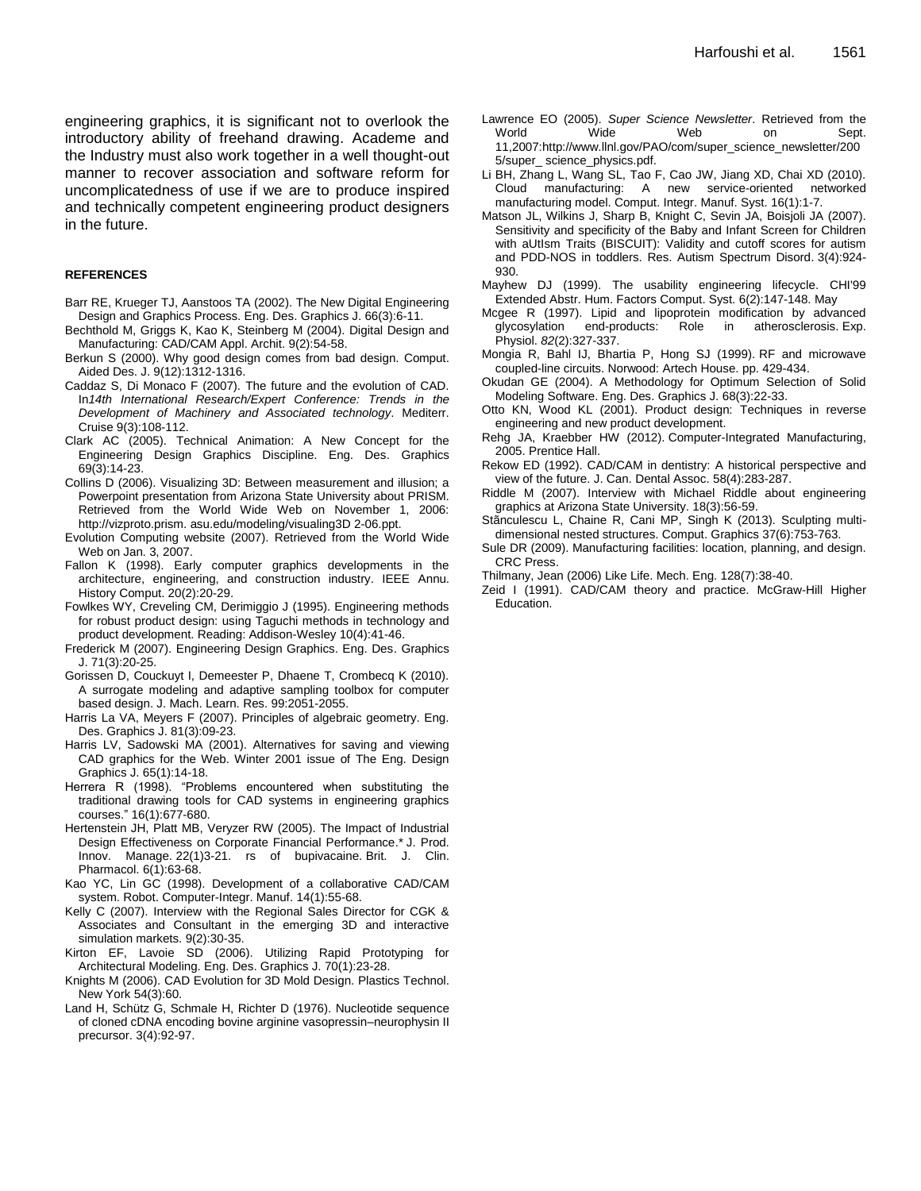engineering graphics, it is significant not to overlook the introductory ability of freehand drawing. Academe and the Industry must also work together in a well thought-out manner to recover association and software reform for uncomplicatedness of use if we are to produce inspired and technically competent engineering product designers in the future.

## REFERENCES

Barr RE, Krueger TJ, Aanstoos TA (2002). The New Digital Engineering Design and Graphics Process. Eng. Des. Graphics J. 66(3):6-11.

Bechthold M, Griggs K, Kao K, Steinberg M (2004). Digital Design and Manufacturing: CAD/CAM Appl. Archit. 9(2):54-58.

Berkun S (2000). Why good design comes from bad design. Comput. Aided Des. J. 9(12):1312-1316.

Caddaz S, Di Monaco F (2007). The future and the evolution of CAD. In *14th International Research/Expert Conference: Trends in the Development of Machinery and Associated technology*. Mediterr. Cruise 9(3):108-112.

Clark AC (2005). Technical Animation: A New Concept for the Engineering Design Graphics Discipline. Eng. Des. Graphics 69(3):14-23.

Collins D (2006). Visualizing 3D: Between measurement and illusion; a Powerpoint presentation from Arizona State University about PRISM. Retrieved from the World Wide Web on November 1, 2006: http://vizproto.prism. asu.edu/modeling/visualing3D 2-06.ppt.

Evolution Computing website (2007). Retrieved from the World Wide Web on Jan. 3, 2007.

Fallon K (1998). Early computer graphics developments in the architecture, engineering, and construction industry. IEEE Annu. History Comput. 20(2):20-29.

Fowlkes WY, Creveling CM, Derimiggio J (1995). Engineering methods for robust product design: using Taguchi methods in technology and product development. Reading: Addison-Wesley 10(4):41-46.

Frederick M (2007). Engineering Design Graphics. Eng. Des. Graphics J. 71(3):20-25.

Gorissen D, Couckuyt I, Demeester P, Dhaene T, Crombecq K (2010). A surrogate modeling and adaptive sampling toolbox for computer based design. J. Mach. Learn. Res. 99:2051-2055.

Harris La VA, Meyers F (2007). Principles of algebraic geometry. Eng. Des. Graphics J. 81(3):09-23.

Harris LV, Sadowski MA (2001). Alternatives for saving and viewing CAD graphics for the Web. Winter 2001 issue of The Eng. Design Graphics J. 65(1):14-18.

Herrera R (1998). “Problems encountered when substituting the traditional drawing tools for CAD systems in engineering graphics courses.” 16(1):677-680.

Hertenstein JH, Platt MB, Veryzer RW (2005). The Impact of Industrial Design Effectiveness on Corporate Financial Performance.* J. Prod. Innov. Manage. 22(1)3-21. rs of bupivacaine. Brit. J. Clin. Pharmacol. 6(1):63-68.

Kao YC, Lin GC (1998). Development of a collaborative CAD/CAM system. Robot. Computer-Integr. Manuf. 14(1):55-68.

Kelly C (2007). Interview with the Regional Sales Director for CGK & Associates and Consultant in the emerging 3D and interactive simulation markets. 9(2):30-35.

Kirton EF, Lavoie SD (2006). Utilizing Rapid Prototyping for Architectural Modeling. Eng. Des. Graphics J. 70(1):23-28.

Knights M (2006). CAD Evolution for 3D Mold Design. Plastics Technol. New York 54(3):60.

Land H, Schütz G, Schmale H, Richter D (1976). Nucleotide sequence of cloned cDNA encoding bovine arginine vasopressin–neurophysin II precursor. 3(4):92-97.

Lawrence EO (2005). *Super Science Newsletter*. Retrieved from the World Wide Web on Sept. 11,2007:http://www.llnl.gov/PAO/com/super_science_newsletter/2005/super_ science_physics.pdf.

Li BH, Zhang L, Wang SL, Tao F, Cao JW, Jiang XD, Chai XD (2010). Cloud manufacturing: A new service-oriented networked manufacturing model. Comput. Integr. Manuf. Syst. 16(1):1-7.

Matson JL, Wilkins J, Sharp B, Knight C, Sevin JA, Boisjoli JA (2007). Sensitivity and specificity of the Baby and Infant Screen for Children with aUtIsm Traits (BISCUIT): Validity and cutoff scores for autism and PDD-NOS in toddlers. Res. Autism Spectrum Disord. 3(4):924-930.

Mayhew DJ (1999). The usability engineering lifecycle. CHI'99 Extended Abstr. Hum. Factors Comput. Syst. 6(2):147-148. May

Mcgee R (1997). Lipid and lipoprotein modification by advanced glycosylation end-products: Role in atherosclerosis. Exp. Physiol. *82*(2):327-337.

Mongia R, Bahl IJ, Bhartia P, Hong SJ (1999). RF and microwave coupled-line circuits. Norwood: Artech House. pp. 429-434.

Okudan GE (2004). A Methodology for Optimum Selection of Solid Modeling Software. Eng. Des. Graphics J. 68(3):22-33.

Otto KN, Wood KL (2001). Product design: Techniques in reverse engineering and new product development.

Rehg JA, Kraebber HW (2012). Computer-Integrated Manufacturing, 2005. Prentice Hall.

Rekow ED (1992). CAD/CAM in dentistry: A historical perspective and view of the future. J. Can. Dental Assoc. 58(4):283-287.

Riddle M (2007). Interview with Michael Riddle about engineering graphics at Arizona State University. 18(3):56-59.

Stãnculescu L, Chaine R, Cani MP, Singh K (2013). Sculpting multi-dimensional nested structures. Comput. Graphics 37(6):753-763.

Sule DR (2009). Manufacturing facilities: location, planning, and design. CRC Press.

Thilmany, Jean (2006) Like Life. Mech. Eng. 128(7):38-40.

Zeid I (1991). CAD/CAM theory and practice. McGraw-Hill Higher Education.